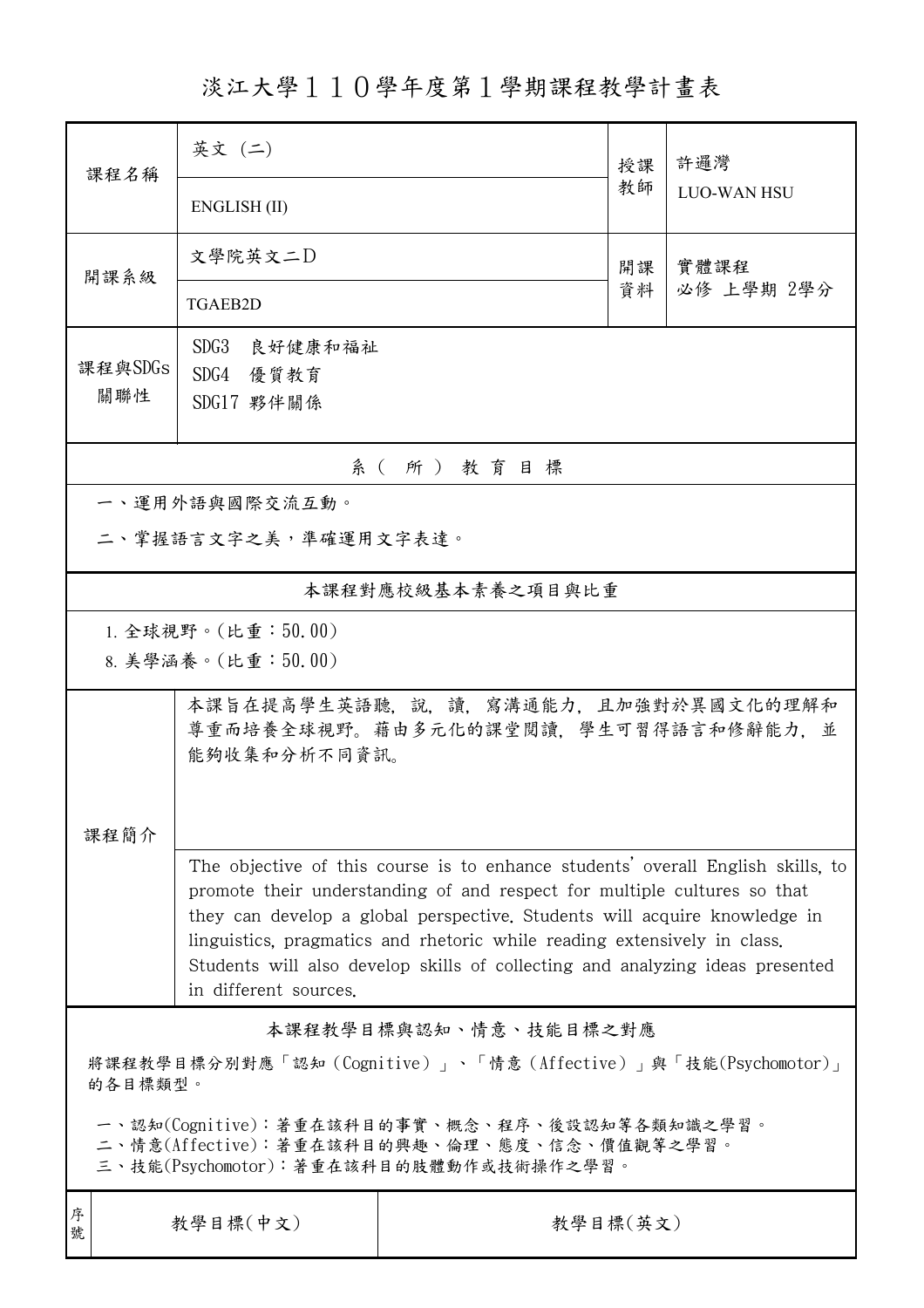# 淡江大學１１０學年度第１學期課程教學計畫表

| 課程名稱 | 英文 (二)<br>ENGLISH (II) | 授課教師 | 許邏灣<br>LUO-WAN HSU |
|---|---|---|---|
| 開課系級 | 文學院英文二D<br>TGAEB2D | 開課資料 | 實體課程<br>必修 上學期 2學分 |
| 課程與SDGs關聯性 | SDG3　良好健康和福祉<br>SDG4　優質教育<br>SDG17 夥伴關係 | | |

## 系（所）教育目標

一、運用外語與國際交流互動。

二、掌握語言文字之美，準確運用文字表達。

## 本課程對應校級基本素養之項目與比重

1. 全球視野。(比重：50.00)
8. 美學涵養。(比重：50.00)

## 課程簡介

本課旨在提高學生英語聽，說，讀，寫溝通能力，且加強對於異國文化的理解和尊重而培養全球視野。藉由多元化的課堂閱讀，學生可習得語言和修辭能力，並能夠收集和分析不同資訊。

The objective of this course is to enhance students' overall English skills, to promote their understanding of and respect for multiple cultures so that they can develop a global perspective. Students will acquire knowledge in linguistics, pragmatics and rhetoric while reading extensively in class. Students will also develop skills of collecting and analyzing ideas presented in different sources.

## 本課程教學目標與認知、情意、技能目標之對應

將課程教學目標分別對應「認知（Cognitive）」、「情意（Affective）」與「技能(Psychomotor)」的各目標類型。

一、認知(Cognitive)：著重在該科目的事實、概念、程序、後設認知等各類知識之學習。
二、情意(Affective)：著重在該科目的興趣、倫理、態度、信念、價值觀等之學習。
三、技能(Psychomotor)：著重在該科目的肢體動作或技術操作之學習。

| 序號 | 教學目標(中文) | 教學目標(英文) |
|---|---|---|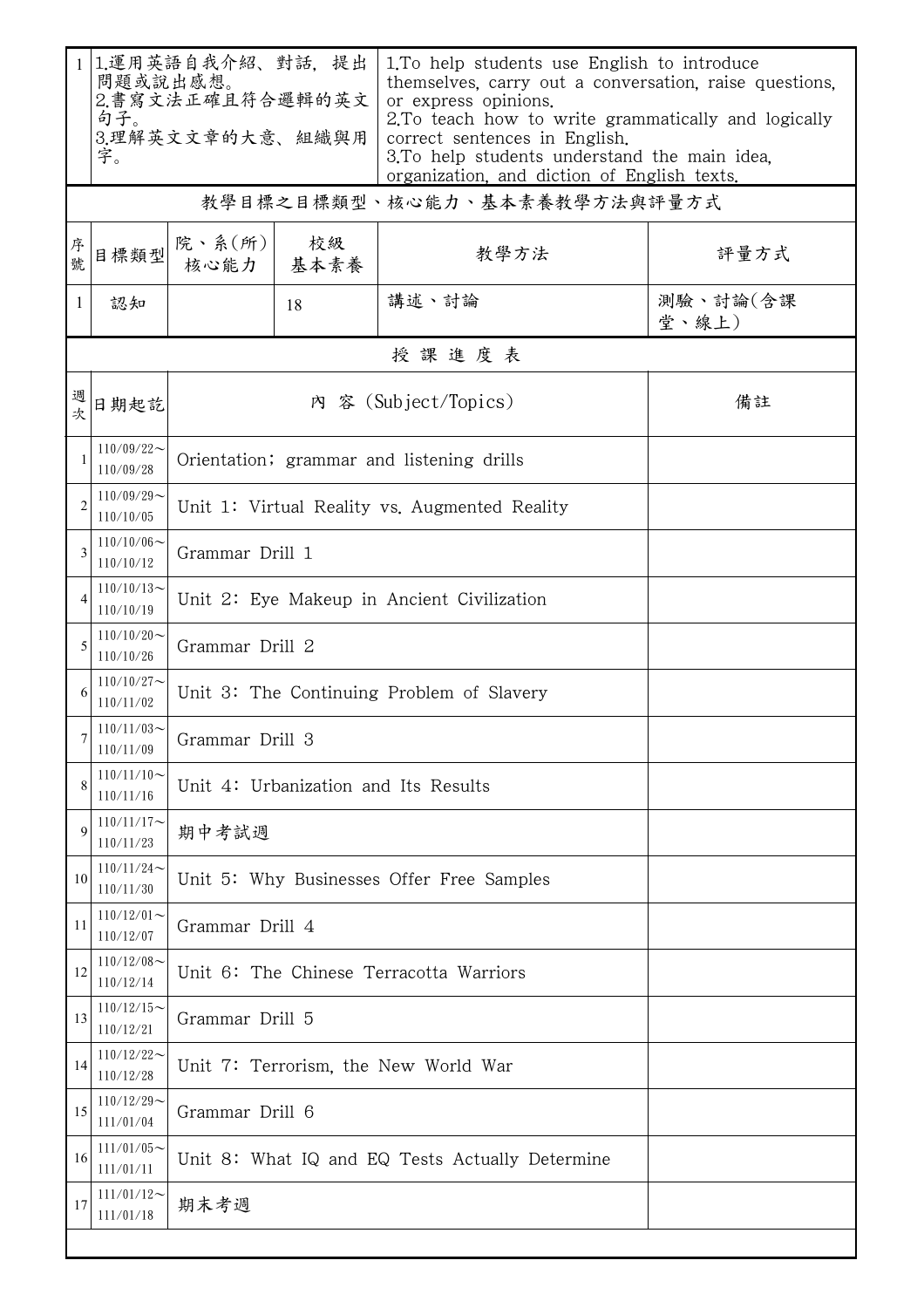| 1 | 1.運用英語自我介紹、對話，提出問題或說出感想。<br>2.書寫文法正確且符合邏輯的英文句子。<br>3.理解英文文章的大意、組織與用字。 | 1.To help students use English to introduce themselves, carry out a conversation, raise questions, or express opinions.<br>2.To teach how to write grammatically and logically correct sentences in English.<br>3.To help students understand the main idea, organization, and diction of English texts. |
|---|---|---|

**教學目標之目標類型、核心能力、基本素養教學方法與評量方式**

| 序號 | 目標類型 | 院、系(所)核心能力 | 校級基本素養 | 教學方法 | 評量方式 |
|---|---|---|---|---|---|
| 1 | 認知 | | 18 | 講述、討論 | 測驗、討論(含課堂、線上) |

**授課進度表**

| 週次 | 日期起訖 | 內 容 (Subject/Topics) | 備註 |
|---|---|---|---|
| 1 | 110/09/22～110/09/28 | Orientation; grammar and listening drills | |
| 2 | 110/09/29～110/10/05 | Unit 1: Virtual Reality vs. Augmented Reality | |
| 3 | 110/10/06～110/10/12 | Grammar Drill 1 | |
| 4 | 110/10/13～110/10/19 | Unit 2: Eye Makeup in Ancient Civilization | |
| 5 | 110/10/20～110/10/26 | Grammar Drill 2 | |
| 6 | 110/10/27～110/11/02 | Unit 3: The Continuing Problem of Slavery | |
| 7 | 110/11/03～110/11/09 | Grammar Drill 3 | |
| 8 | 110/11/10～110/11/16 | Unit 4: Urbanization and Its Results | |
| 9 | 110/11/17～110/11/23 | 期中考試週 | |
| 10 | 110/11/24～110/11/30 | Unit 5: Why Businesses Offer Free Samples | |
| 11 | 110/12/01～110/12/07 | Grammar Drill 4 | |
| 12 | 110/12/08～110/12/14 | Unit 6: The Chinese Terracotta Warriors | |
| 13 | 110/12/15～110/12/21 | Grammar Drill 5 | |
| 14 | 110/12/22～110/12/28 | Unit 7: Terrorism, the New World War | |
| 15 | 110/12/29～111/01/04 | Grammar Drill 6 | |
| 16 | 111/01/05～111/01/11 | Unit 8: What IQ and EQ Tests Actually Determine | |
| 17 | 111/01/12～111/01/18 | 期末考週 | |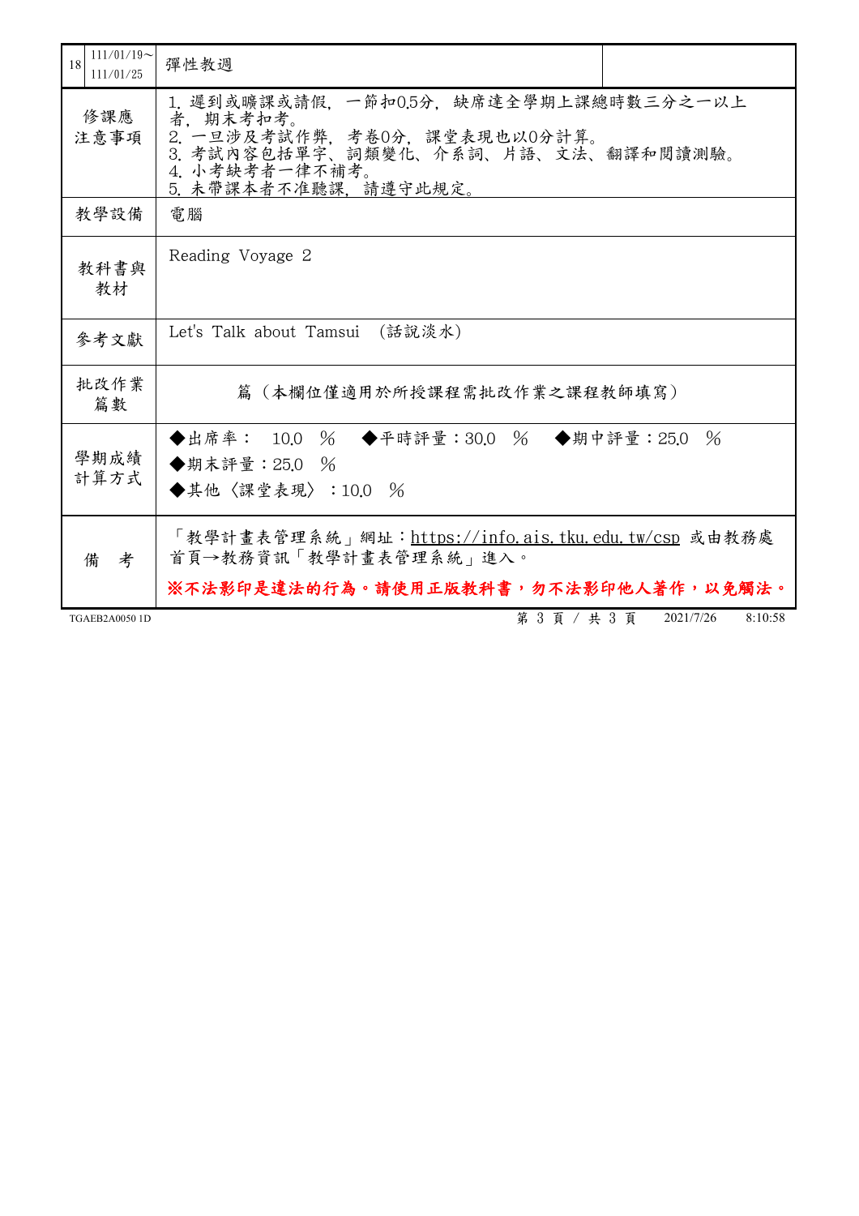| | | | |
|---|---|---|---|
| 18 | 111/01/19～<br>111/01/25 | 彈性教週 | |
| 修課應<br>注意事項 | 1. 遲到或曠課或請假，一節扣0.5分，缺席達全學期上課總時數三分之一以上者，期末考扣考。<br>2. 一旦涉及考試作弊，考卷0分，課堂表現也以0分計算。<br>3. 考試內容包括單字、詞類變化、介系詞、片語、文法、翻譯和閱讀測驗。<br>4. 小考缺考者一律不補考。<br>5. 未帶課本者不准聽課，請遵守此規定。 | | |
| 教學設備 | 電腦 | | |
| 教科書與<br>教材 | Reading Voyage 2 | | |
| 參考文獻 | Let's Talk about Tamsui （話說淡水） | | |
| 批改作業<br>篇數 | 篇（本欄位僅適用於所授課程需批改作業之課程教師填寫） | | |
| 學期成績<br>計算方式 | ◆出席率： 10.0 ％ ◆平時評量：30.0 ％ ◆期中評量：25.0 ％<br>◆期末評量：25.0 ％<br>◆其他〈課堂表現〉：10.0 ％ | | |
| 備　考 | 「教學計畫表管理系統」網址：https://info.ais.tku.edu.tw/csp 或由教務處首頁→教務資訊「教學計畫表管理系統」進入。<br>**※不法影印是違法的行為。請使用正版教科書，勿不法影印他人著作，以免觸法。** | | |

TGAEB2A0050 1D　　2021/7/26　8:10:58